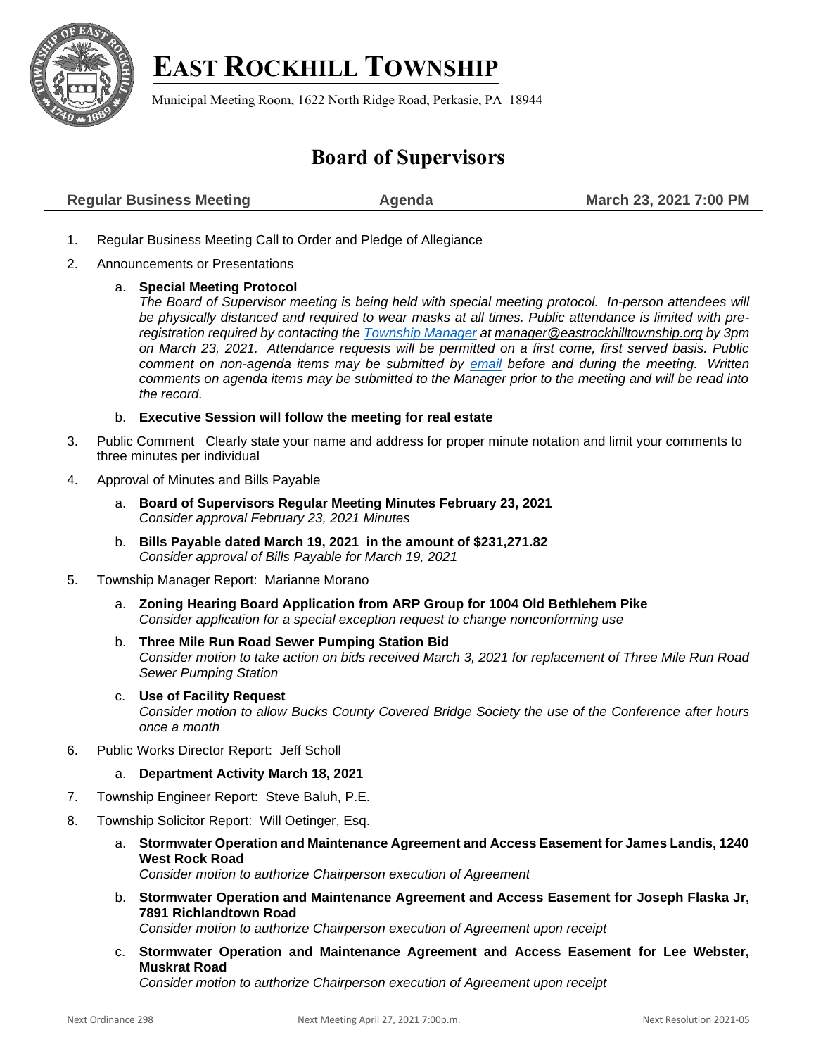# EAST ROCKHILL TOWNSHIP

Municipal Meeting Room, 1622 North Ridge Road, Perkasie, PA 18944

## Board of Supervisors

**Regular Business Meeting** **Agenda** **March 23, 2021 7:00 PM**

1. Regular Business Meeting Call to Order and Pledge of Allegiance
2. Announcements or Presentations
   a. **Special Meeting Protocol**
   *The Board of Supervisor meeting is being held with special meeting protocol. In-person attendees will be physically distanced and required to wear masks at all times. Public attendance is limited with pre-registration required by contacting the Township Manager at manager@eastrockhilltownship.org by 3pm on March 23, 2021. Attendance requests will be permitted on a first come, first served basis. Public comment on non-agenda items may be submitted by email before and during the meeting. Written comments on agenda items may be submitted to the Manager prior to the meeting and will be read into the record.*
   b. **Executive Session will follow the meeting for real estate**
3. Public Comment Clearly state your name and address for proper minute notation and limit your comments to three minutes per individual
4. Approval of Minutes and Bills Payable
   a. **Board of Supervisors Regular Meeting Minutes February 23, 2021**
   *Consider approval February 23, 2021 Minutes*
   b. **Bills Payable dated March 19, 2021 in the amount of $231,271.82**
   *Consider approval of Bills Payable for March 19, 2021*
5. Township Manager Report: Marianne Morano
   a. **Zoning Hearing Board Application from ARP Group for 1004 Old Bethlehem Pike**
   *Consider application for a special exception request to change nonconforming use*
   b. **Three Mile Run Road Sewer Pumping Station Bid**
   *Consider motion to take action on bids received March 3, 2021 for replacement of Three Mile Run Road Sewer Pumping Station*
   c. **Use of Facility Request**
   *Consider motion to allow Bucks County Covered Bridge Society the use of the Conference after hours once a month*
6. Public Works Director Report: Jeff Scholl
   a. **Department Activity March 18, 2021**
7. Township Engineer Report: Steve Baluh, P.E.
8. Township Solicitor Report: Will Oetinger, Esq.
   a. **Stormwater Operation and Maintenance Agreement and Access Easement for James Landis, 1240 West Rock Road**
   *Consider motion to authorize Chairperson execution of Agreement*
   b. **Stormwater Operation and Maintenance Agreement and Access Easement for Joseph Flaska Jr, 7891 Richlandtown Road**
   *Consider motion to authorize Chairperson execution of Agreement upon receipt*
   c. **Stormwater Operation and Maintenance Agreement and Access Easement for Lee Webster, Muskrat Road**
   *Consider motion to authorize Chairperson execution of Agreement upon receipt*

Next Ordinance 298 Next Meeting April 27, 2021 7:00p.m. Next Resolution 2021-05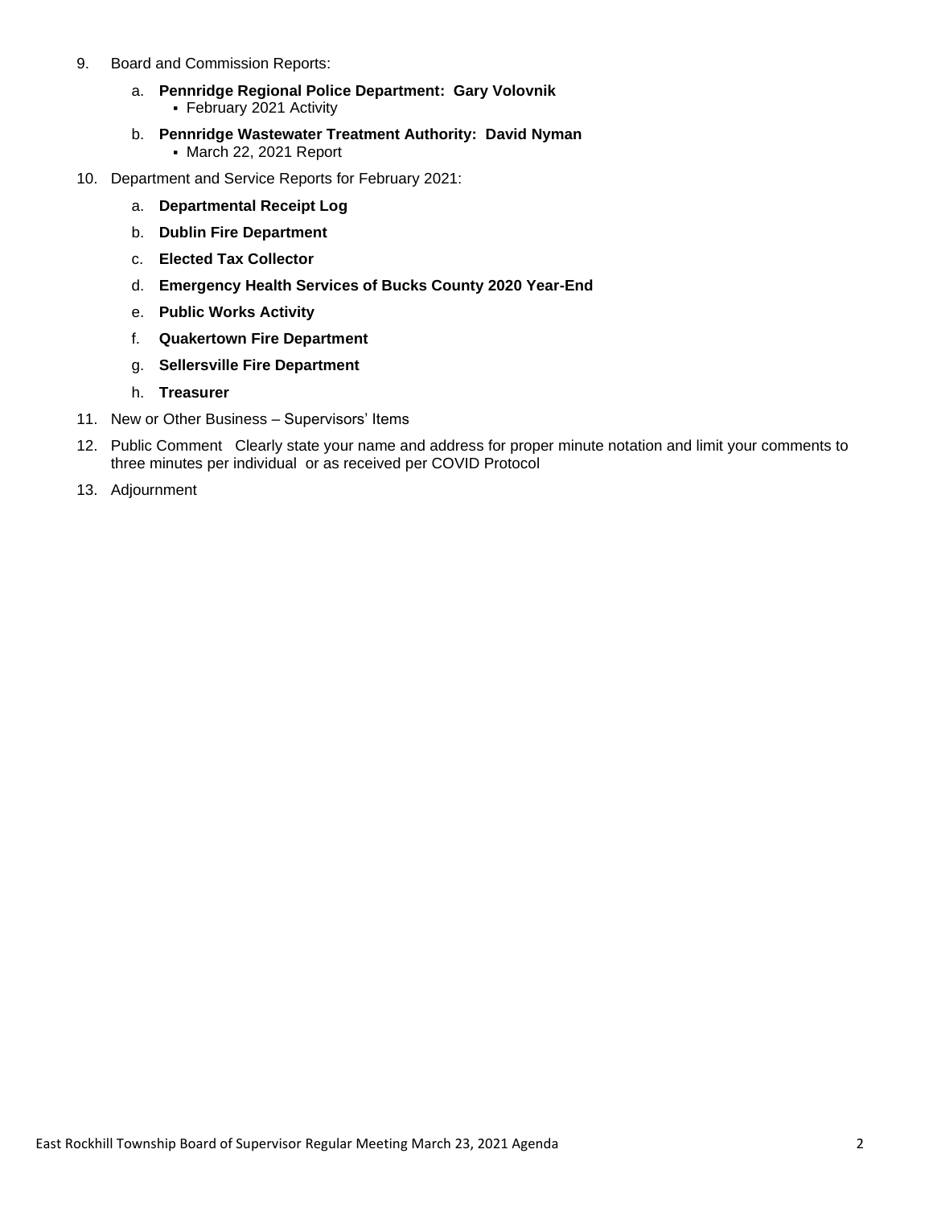9. Board and Commission Reports:

    a. **Pennridge Regional Police Department: Gary Volovnik**
        - February 2021 Activity

    b. **Pennridge Wastewater Treatment Authority: David Nyman**
        - March 22, 2021 Report

10. Department and Service Reports for February 2021:

    a. **Departmental Receipt Log**

    b. **Dublin Fire Department**

    c. **Elected Tax Collector**

    d. **Emergency Health Services of Bucks County 2020 Year-End**

    e. **Public Works Activity**

    f. **Quakertown Fire Department**

    g. **Sellersville Fire Department**

    h. **Treasurer**

11. New or Other Business – Supervisors' Items

12. Public Comment Clearly state your name and address for proper minute notation and limit your comments to three minutes per individual or as received per COVID Protocol

13. Adjournment